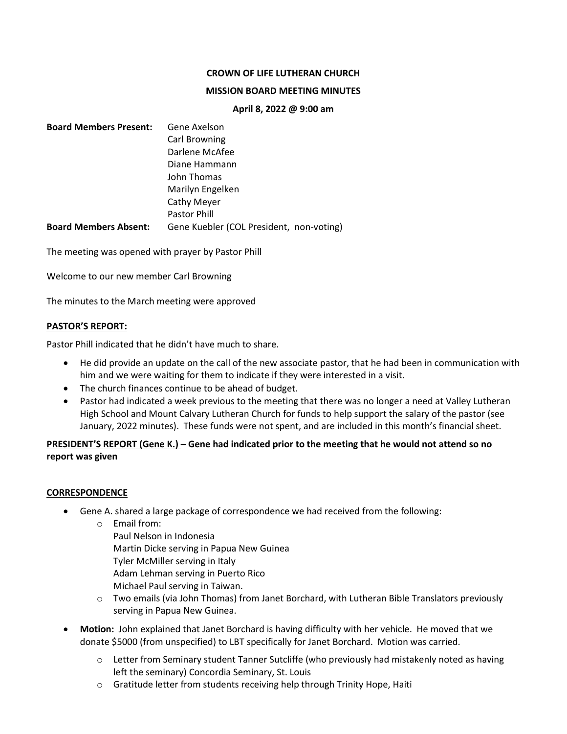**CROWN OF LIFE LUTHERAN CHURCH**

**MISSION BOARD MEETING MINUTES**

**April 8, 2022 @ 9:00 am**

**Board Members Present:** Gene Axelson
Carl Browning
Darlene McAfee
Diane Hammann
John Thomas
Marilyn Engelken
Cathy Meyer
Pastor Phill

**Board Members Absent:** Gene Kuebler (COL President, non-voting)

The meeting was opened with prayer by Pastor Phill

Welcome to our new member Carl Browning

The minutes to the March meeting were approved

**PASTOR'S REPORT:**

Pastor Phill indicated that he didn't have much to share.

- He did provide an update on the call of the new associate pastor, that he had been in communication with him and we were waiting for them to indicate if they were interested in a visit.
- The church finances continue to be ahead of budget.
- Pastor had indicated a week previous to the meeting that there was no longer a need at Valley Lutheran High School and Mount Calvary Lutheran Church for funds to help support the salary of the pastor (see January, 2022 minutes). These funds were not spent, and are included in this month's financial sheet.

**PRESIDENT'S REPORT (Gene K.) – Gene had indicated prior to the meeting that he would not attend so no report was given**

**CORRESPONDENCE**

- Gene A. shared a large package of correspondence we had received from the following:
  - Email from:
    Paul Nelson in Indonesia
    Martin Dicke serving in Papua New Guinea
    Tyler McMiller serving in Italy
    Adam Lehman serving in Puerto Rico
    Michael Paul serving in Taiwan.
  - Two emails (via John Thomas) from Janet Borchard, with Lutheran Bible Translators previously serving in Papua New Guinea.
- **Motion:** John explained that Janet Borchard is having difficulty with her vehicle. He moved that we donate $5000 (from unspecified) to LBT specifically for Janet Borchard. Motion was carried.
  - Letter from Seminary student Tanner Sutcliffe (who previously had mistakenly noted as having left the seminary) Concordia Seminary, St. Louis
  - Gratitude letter from students receiving help through Trinity Hope, Haiti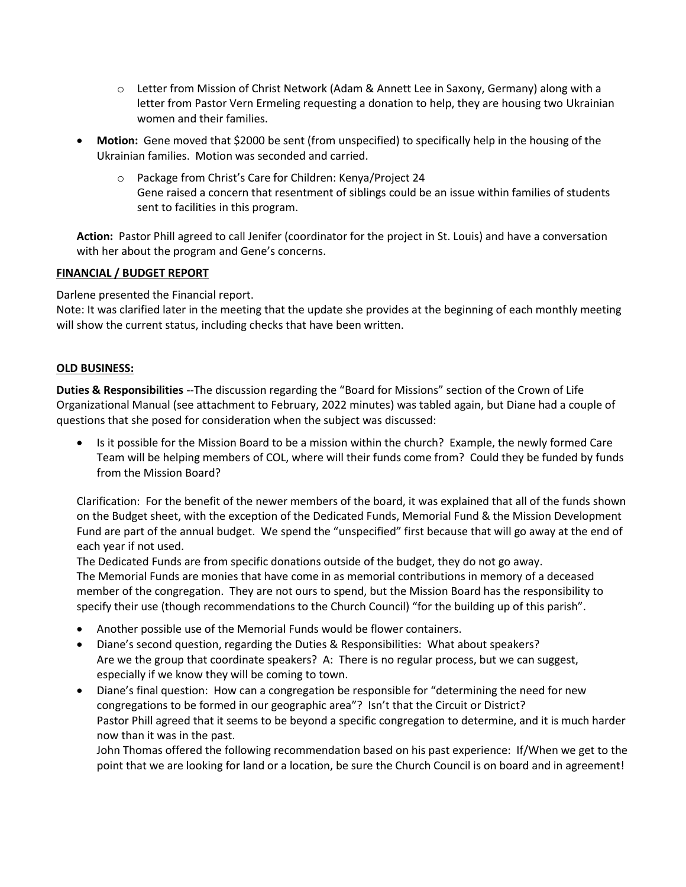- Letter from Mission of Christ Network (Adam & Annett Lee in Saxony, Germany) along with a letter from Pastor Vern Ermeling requesting a donation to help, they are housing two Ukrainian women and their families.

- **Motion:** Gene moved that $2000 be sent (from unspecified) to specifically help in the housing of the Ukrainian families. Motion was seconded and carried.
    - Package from Christ's Care for Children: Kenya/Project 24
      Gene raised a concern that resentment of siblings could be an issue within families of students sent to facilities in this program.

**Action:** Pastor Phill agreed to call Jenifer (coordinator for the project in St. Louis) and have a conversation with her about the program and Gene's concerns.

## FINANCIAL / BUDGET REPORT

Darlene presented the Financial report.
Note: It was clarified later in the meeting that the update she provides at the beginning of each monthly meeting will show the current status, including checks that have been written.

## OLD BUSINESS:

**Duties & Responsibilities** --The discussion regarding the "Board for Missions" section of the Crown of Life Organizational Manual (see attachment to February, 2022 minutes) was tabled again, but Diane had a couple of questions that she posed for consideration when the subject was discussed:

- Is it possible for the Mission Board to be a mission within the church? Example, the newly formed Care Team will be helping members of COL, where will their funds come from? Could they be funded by funds from the Mission Board?

Clarification: For the benefit of the newer members of the board, it was explained that all of the funds shown on the Budget sheet, with the exception of the Dedicated Funds, Memorial Fund & the Mission Development Fund are part of the annual budget. We spend the "unspecified" first because that will go away at the end of each year if not used.
The Dedicated Funds are from specific donations outside of the budget, they do not go away.
The Memorial Funds are monies that have come in as memorial contributions in memory of a deceased member of the congregation. They are not ours to spend, but the Mission Board has the responsibility to specify their use (though recommendations to the Church Council) "for the building up of this parish".

- Another possible use of the Memorial Funds would be flower containers.
- Diane's second question, regarding the Duties & Responsibilities: What about speakers? Are we the group that coordinate speakers? A: There is no regular process, but we can suggest, especially if we know they will be coming to town.
- Diane's final question: How can a congregation be responsible for "determining the need for new congregations to be formed in our geographic area"? Isn't that the Circuit or District?
  Pastor Phill agreed that it seems to be beyond a specific congregation to determine, and it is much harder now than it was in the past.
  John Thomas offered the following recommendation based on his past experience: If/When we get to the point that we are looking for land or a location, be sure the Church Council is on board and in agreement!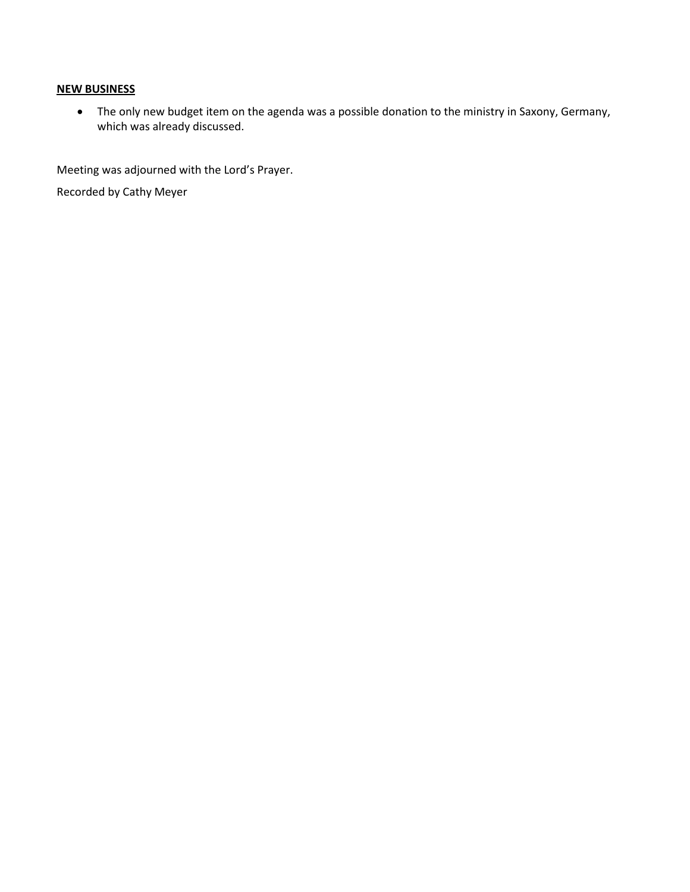**NEW BUSINESS**

- The only new budget item on the agenda was a possible donation to the ministry in Saxony, Germany, which was already discussed.

Meeting was adjourned with the Lord's Prayer.

Recorded by Cathy Meyer